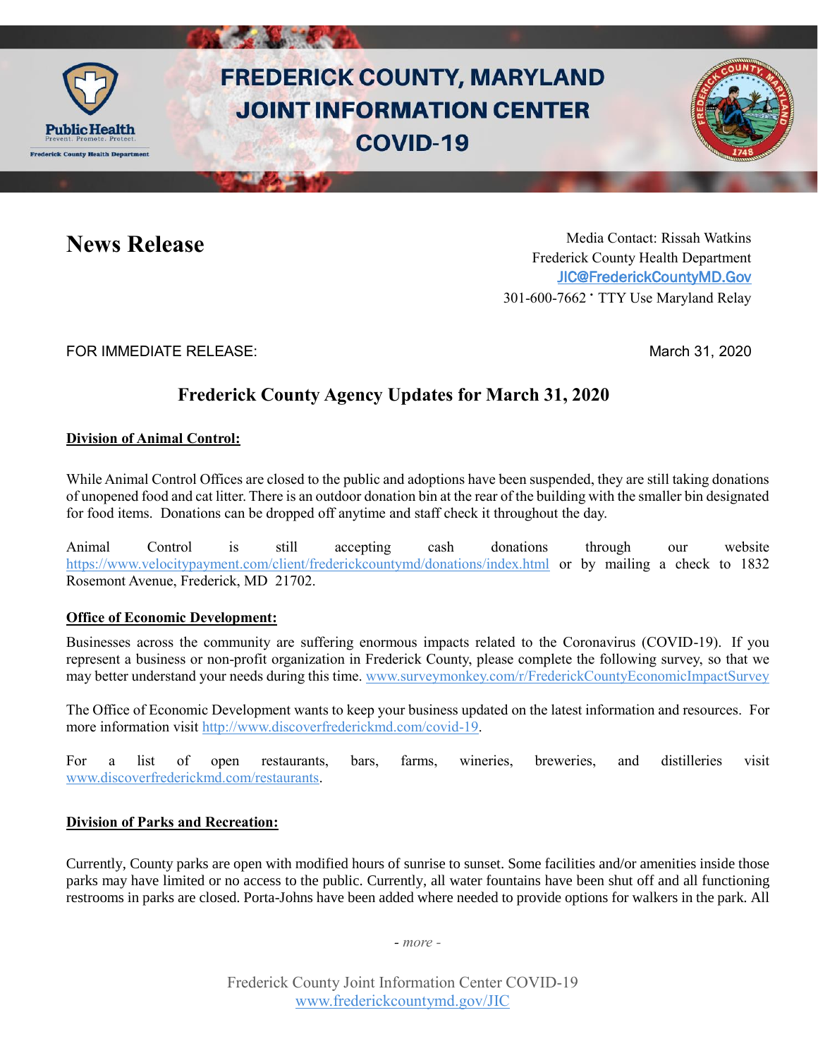# FREDERICK COUNTY, MARYLAND JOINT INFORMATION CENTER COVID-19

## News Release

Media Contact: Rissah Watkins
Frederick County Health Department
JIC@FrederickCountyMD.Gov
301-600-7662 · TTY Use Maryland Relay

FOR IMMEDIATE RELEASE: March 31, 2020

## Frederick County Agency Updates for March 31, 2020

**Division of Animal Control:**

While Animal Control Offices are closed to the public and adoptions have been suspended, they are still taking donations of unopened food and cat litter. There is an outdoor donation bin at the rear of the building with the smaller bin designated for food items. Donations can be dropped off anytime and staff check it throughout the day.

Animal Control is still accepting cash donations through our website https://www.velocitypayment.com/client/frederickcountymd/donations/index.html or by mailing a check to 1832 Rosemont Avenue, Frederick, MD 21702.

**Office of Economic Development:**

Businesses across the community are suffering enormous impacts related to the Coronavirus (COVID-19). If you represent a business or non-profit organization in Frederick County, please complete the following survey, so that we may better understand your needs during this time. www.surveymonkey.com/r/FrederickCountyEconomicImpactSurvey

The Office of Economic Development wants to keep your business updated on the latest information and resources. For more information visit http://www.discoverfrederickmd.com/covid-19.

For a list of open restaurants, bars, farms, wineries, breweries, and distilleries visit www.discoverfrederickmd.com/restaurants.

**Division of Parks and Recreation:**

Currently, County parks are open with modified hours of sunrise to sunset. Some facilities and/or amenities inside those parks may have limited or no access to the public. Currently, all water fountains have been shut off and all functioning restrooms in parks are closed. Porta-Johns have been added where needed to provide options for walkers in the park. All

- more -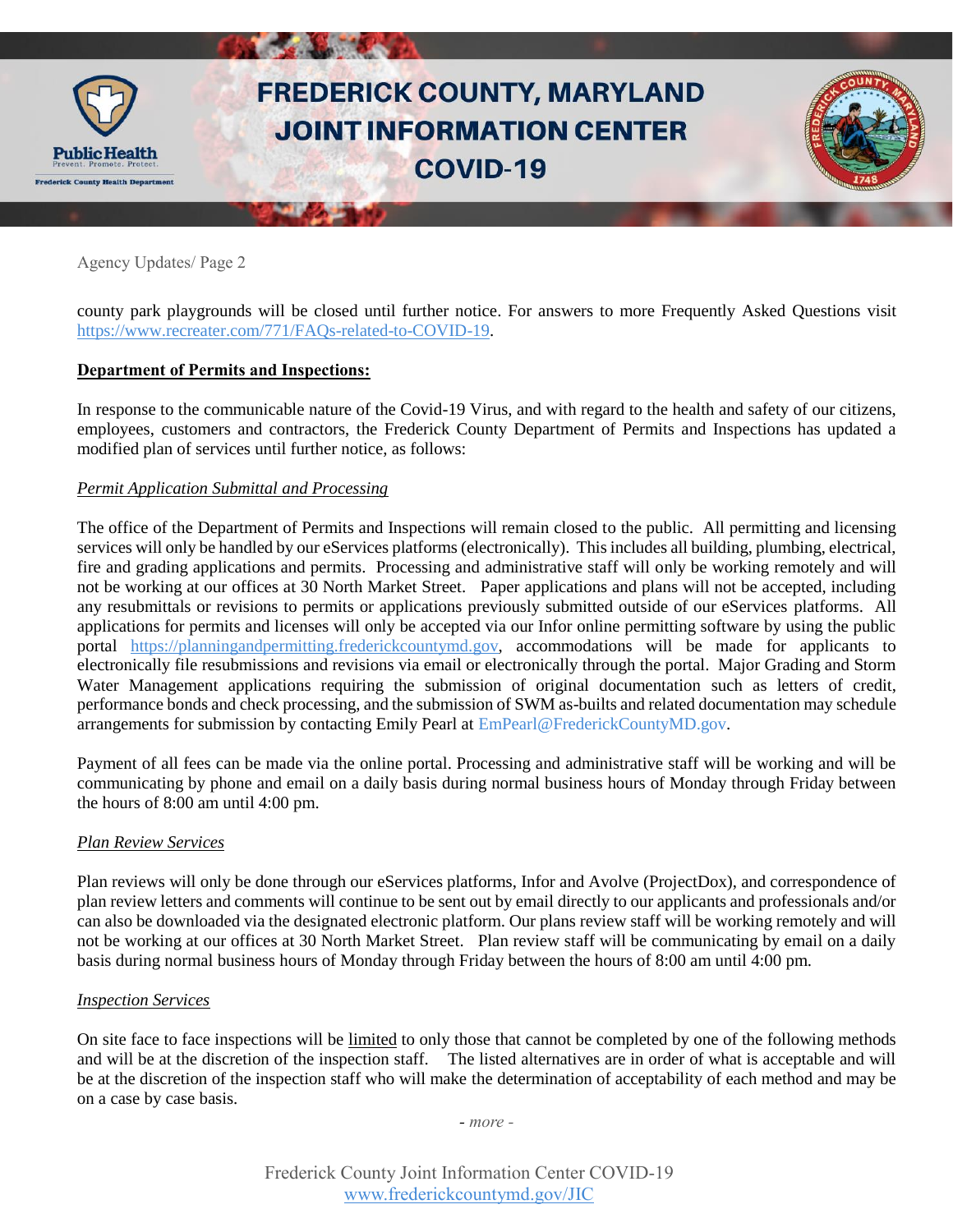county park playgrounds will be closed until further notice. For answers to more Frequently Asked Questions visit https://www.recreater.com/771/FAQs-related-to-COVID-19.

**Department of Permits and Inspections:**

In response to the communicable nature of the Covid-19 Virus, and with regard to the health and safety of our citizens, employees, customers and contractors, the Frederick County Department of Permits and Inspections has updated a modified plan of services until further notice, as follows:

*Permit Application Submittal and Processing*

The office of the Department of Permits and Inspections will remain closed to the public. All permitting and licensing services will only be handled by our eServices platforms (electronically). This includes all building, plumbing, electrical, fire and grading applications and permits. Processing and administrative staff will only be working remotely and will not be working at our offices at 30 North Market Street. Paper applications and plans will not be accepted, including any resubmittals or revisions to permits or applications previously submitted outside of our eServices platforms. All applications for permits and licenses will only be accepted via our Infor online permitting software by using the public portal https://planningandpermitting.frederickcountymd.gov, accommodations will be made for applicants to electronically file resubmissions and revisions via email or electronically through the portal. Major Grading and Storm Water Management applications requiring the submission of original documentation such as letters of credit, performance bonds and check processing, and the submission of SWM as-builts and related documentation may schedule arrangements for submission by contacting Emily Pearl at EmPearl@FrederickCountyMD.gov.

Payment of all fees can be made via the online portal. Processing and administrative staff will be working and will be communicating by phone and email on a daily basis during normal business hours of Monday through Friday between the hours of 8:00 am until 4:00 pm.

*Plan Review Services*

Plan reviews will only be done through our eServices platforms, Infor and Avolve (ProjectDox), and correspondence of plan review letters and comments will continue to be sent out by email directly to our applicants and professionals and/or can also be downloaded via the designated electronic platform. Our plans review staff will be working remotely and will not be working at our offices at 30 North Market Street. Plan review staff will be communicating by email on a daily basis during normal business hours of Monday through Friday between the hours of 8:00 am until 4:00 pm.

*Inspection Services*

On site face to face inspections will be limited to only those that cannot be completed by one of the following methods and will be at the discretion of the inspection staff. The listed alternatives are in order of what is acceptable and will be at the discretion of the inspection staff who will make the determination of acceptability of each method and may be on a case by case basis.

*- more -*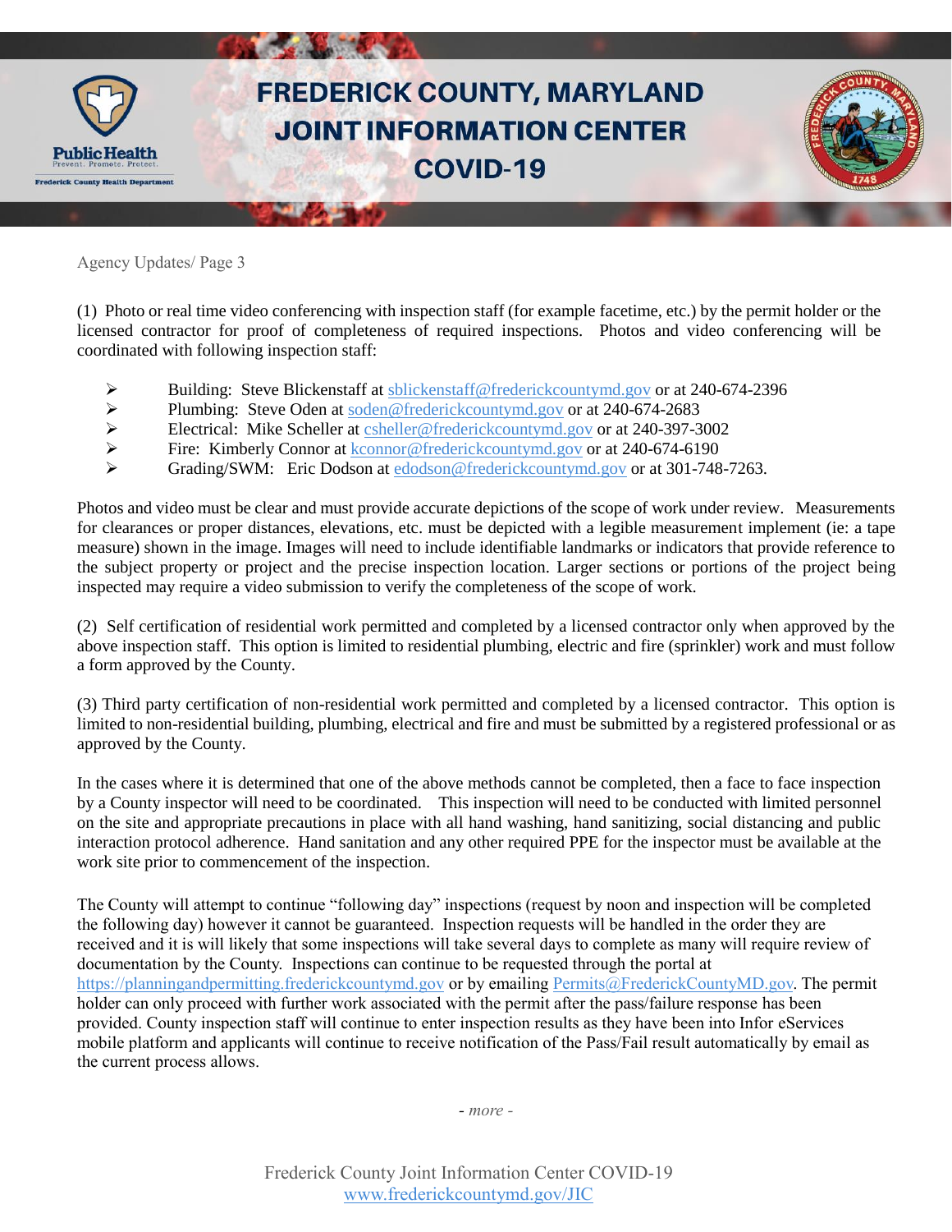(1) Photo or real time video conferencing with inspection staff (for example facetime, etc.) by the permit holder or the licensed contractor for proof of completeness of required inspections. Photos and video conferencing will be coordinated with following inspection staff:

- Building: Steve Blickenstaff at sblickenstaff@frederickcountymd.gov or at 240-674-2396
- Plumbing: Steve Oden at soden@frederickcountymd.gov or at 240-674-2683
- Electrical: Mike Scheller at csheller@frederickcountymd.gov or at 240-397-3002
- Fire: Kimberly Connor at kconnor@frederickcountymd.gov or at 240-674-6190
- Grading/SWM: Eric Dodson at edodson@frederickcountymd.gov or at 301-748-7263.

Photos and video must be clear and must provide accurate depictions of the scope of work under review. Measurements for clearances or proper distances, elevations, etc. must be depicted with a legible measurement implement (ie: a tape measure) shown in the image. Images will need to include identifiable landmarks or indicators that provide reference to the subject property or project and the precise inspection location. Larger sections or portions of the project being inspected may require a video submission to verify the completeness of the scope of work.

(2) Self certification of residential work permitted and completed by a licensed contractor only when approved by the above inspection staff. This option is limited to residential plumbing, electric and fire (sprinkler) work and must follow a form approved by the County.

(3) Third party certification of non-residential work permitted and completed by a licensed contractor. This option is limited to non-residential building, plumbing, electrical and fire and must be submitted by a registered professional or as approved by the County.

In the cases where it is determined that one of the above methods cannot be completed, then a face to face inspection by a County inspector will need to be coordinated. This inspection will need to be conducted with limited personnel on the site and appropriate precautions in place with all hand washing, hand sanitizing, social distancing and public interaction protocol adherence. Hand sanitation and any other required PPE for the inspector must be available at the work site prior to commencement of the inspection.

The County will attempt to continue "following day" inspections (request by noon and inspection will be completed the following day) however it cannot be guaranteed. Inspection requests will be handled in the order they are received and it is will likely that some inspections will take several days to complete as many will require review of documentation by the County. Inspections can continue to be requested through the portal at https://planningandpermitting.frederickcountymd.gov or by emailing Permits@FrederickCountyMD.gov. The permit holder can only proceed with further work associated with the permit after the pass/failure response has been provided. County inspection staff will continue to enter inspection results as they have been into Infor eServices mobile platform and applicants will continue to receive notification of the Pass/Fail result automatically by email as the current process allows.

*- more -*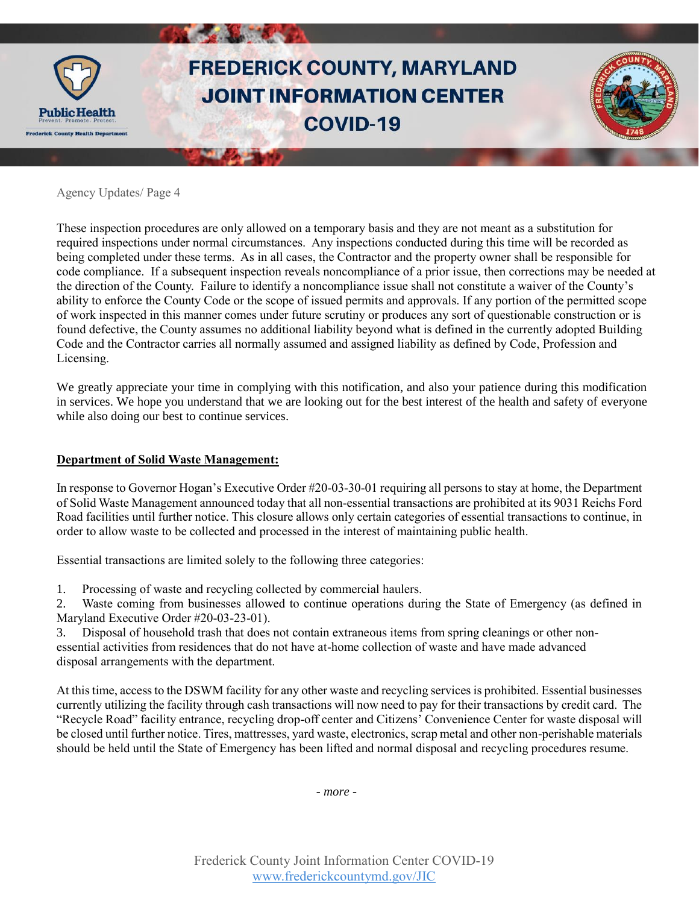These inspection procedures are only allowed on a temporary basis and they are not meant as a substitution for required inspections under normal circumstances. Any inspections conducted during this time will be recorded as being completed under these terms. As in all cases, the Contractor and the property owner shall be responsible for code compliance. If a subsequent inspection reveals noncompliance of a prior issue, then corrections may be needed at the direction of the County. Failure to identify a noncompliance issue shall not constitute a waiver of the County's ability to enforce the County Code or the scope of issued permits and approvals. If any portion of the permitted scope of work inspected in this manner comes under future scrutiny or produces any sort of questionable construction or is found defective, the County assumes no additional liability beyond what is defined in the currently adopted Building Code and the Contractor carries all normally assumed and assigned liability as defined by Code, Profession and Licensing.

We greatly appreciate your time in complying with this notification, and also your patience during this modification in services. We hope you understand that we are looking out for the best interest of the health and safety of everyone while also doing our best to continue services.

**Department of Solid Waste Management:**

In response to Governor Hogan's Executive Order #20-03-30-01 requiring all persons to stay at home, the Department of Solid Waste Management announced today that all non-essential transactions are prohibited at its 9031 Reichs Ford Road facilities until further notice. This closure allows only certain categories of essential transactions to continue, in order to allow waste to be collected and processed in the interest of maintaining public health.

Essential transactions are limited solely to the following three categories:

1. Processing of waste and recycling collected by commercial haulers.
2. Waste coming from businesses allowed to continue operations during the State of Emergency (as defined in Maryland Executive Order #20-03-23-01).
3. Disposal of household trash that does not contain extraneous items from spring cleanings or other non-essential activities from residences that do not have at-home collection of waste and have made advanced disposal arrangements with the department.

At this time, access to the DSWM facility for any other waste and recycling services is prohibited. Essential businesses currently utilizing the facility through cash transactions will now need to pay for their transactions by credit card. The "Recycle Road" facility entrance, recycling drop-off center and Citizens' Convenience Center for waste disposal will be closed until further notice. Tires, mattresses, yard waste, electronics, scrap metal and other non-perishable materials should be held until the State of Emergency has been lifted and normal disposal and recycling procedures resume.

*- more -*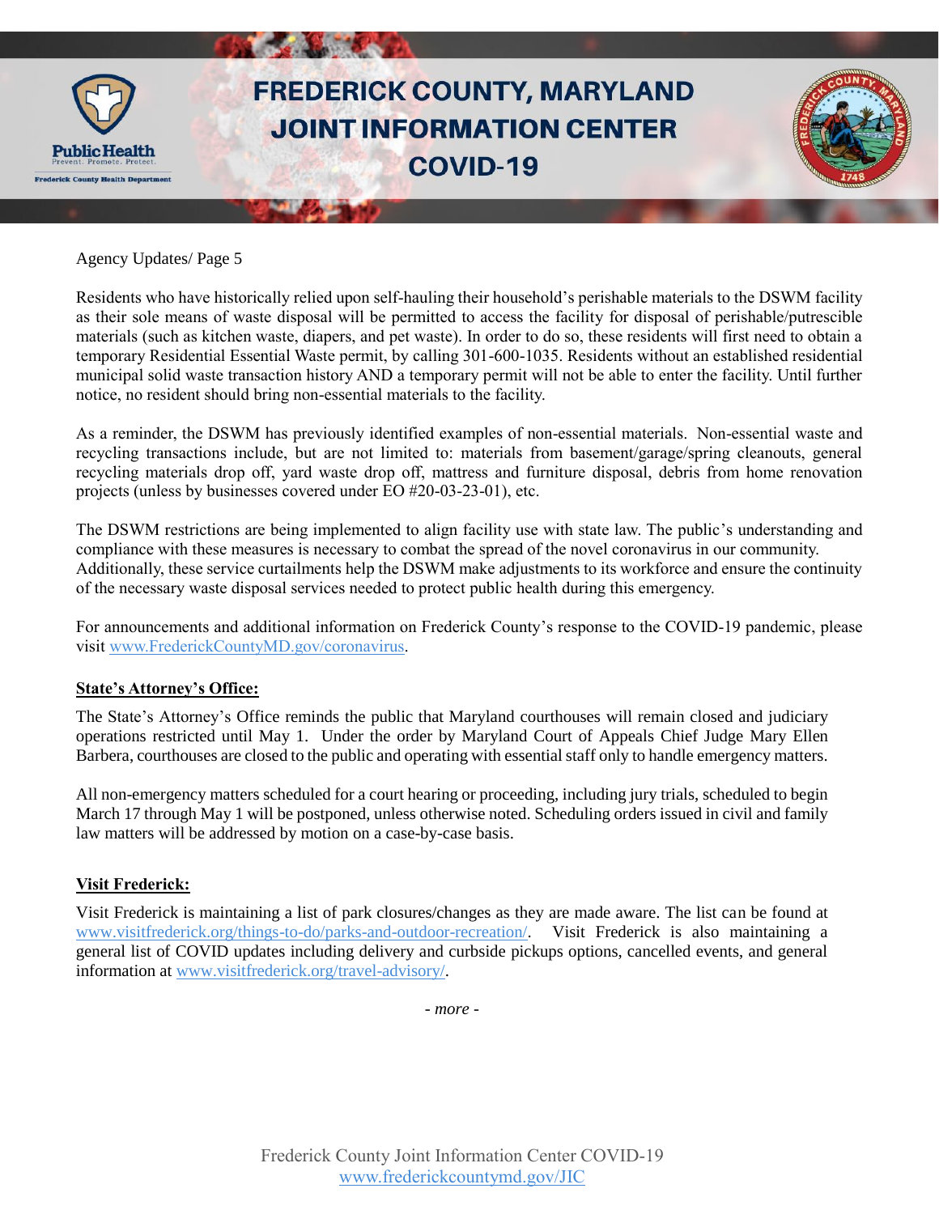Agency Updates/ Page 5

Residents who have historically relied upon self-hauling their household's perishable materials to the DSWM facility as their sole means of waste disposal will be permitted to access the facility for disposal of perishable/putrescible materials (such as kitchen waste, diapers, and pet waste). In order to do so, these residents will first need to obtain a temporary Residential Essential Waste permit, by calling 301-600-1035. Residents without an established residential municipal solid waste transaction history AND a temporary permit will not be able to enter the facility. Until further notice, no resident should bring non-essential materials to the facility.

As a reminder, the DSWM has previously identified examples of non-essential materials. Non-essential waste and recycling transactions include, but are not limited to: materials from basement/garage/spring cleanouts, general recycling materials drop off, yard waste drop off, mattress and furniture disposal, debris from home renovation projects (unless by businesses covered under EO #20-03-23-01), etc.

The DSWM restrictions are being implemented to align facility use with state law. The public's understanding and compliance with these measures is necessary to combat the spread of the novel coronavirus in our community. Additionally, these service curtailments help the DSWM make adjustments to its workforce and ensure the continuity of the necessary waste disposal services needed to protect public health during this emergency.

For announcements and additional information on Frederick County's response to the COVID-19 pandemic, please visit www.FrederickCountyMD.gov/coronavirus.

**State's Attorney's Office:**

The State's Attorney's Office reminds the public that Maryland courthouses will remain closed and judiciary operations restricted until May 1. Under the order by Maryland Court of Appeals Chief Judge Mary Ellen Barbera, courthouses are closed to the public and operating with essential staff only to handle emergency matters.

All non-emergency matters scheduled for a court hearing or proceeding, including jury trials, scheduled to begin March 17 through May 1 will be postponed, unless otherwise noted. Scheduling orders issued in civil and family law matters will be addressed by motion on a case-by-case basis.

**Visit Frederick:**

Visit Frederick is maintaining a list of park closures/changes as they are made aware. The list can be found at www.visitfrederick.org/things-to-do/parks-and-outdoor-recreation/. Visit Frederick is also maintaining a general list of COVID updates including delivery and curbside pickups options, cancelled events, and general information at www.visitfrederick.org/travel-advisory/.

*- more -*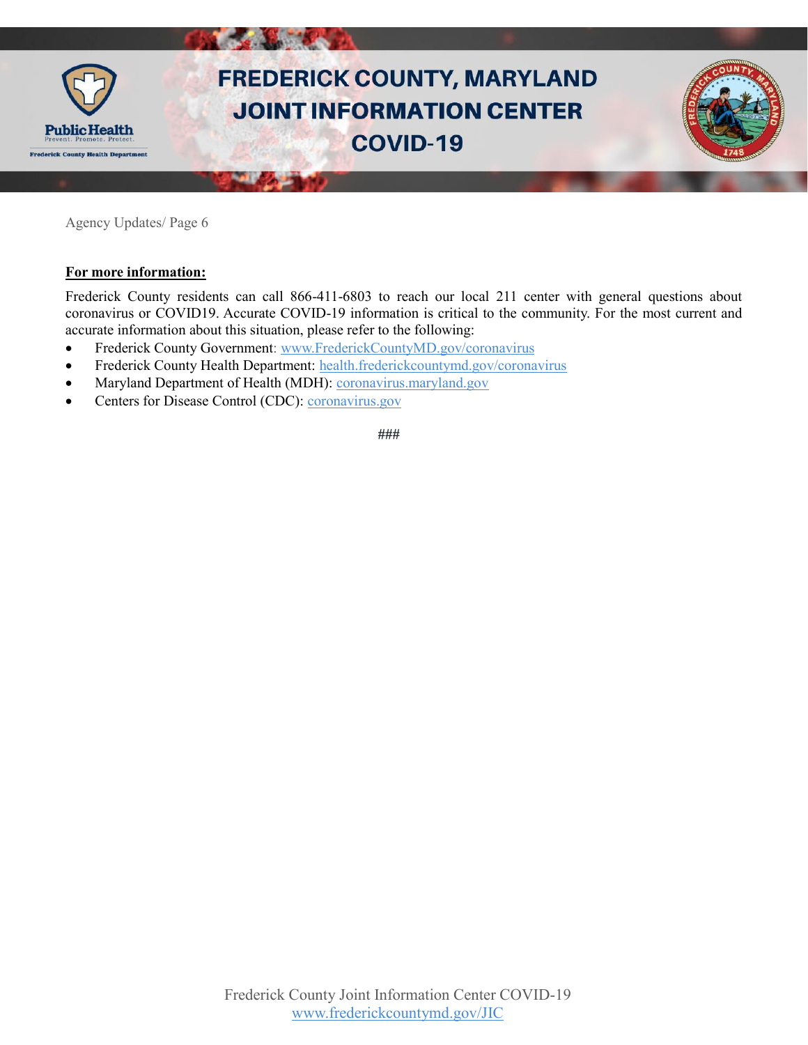## For more information:

Frederick County residents can call 866-411-6803 to reach our local 211 center with general questions about coronavirus or COVID19. Accurate COVID-19 information is critical to the community. For the most current and accurate information about this situation, please refer to the following:

- Frederick County Government: www.FrederickCountyMD.gov/coronavirus
- Frederick County Health Department: health.frederickcountymd.gov/coronavirus
- Maryland Department of Health (MDH): coronavirus.maryland.gov
- Centers for Disease Control (CDC): coronavirus.gov

###